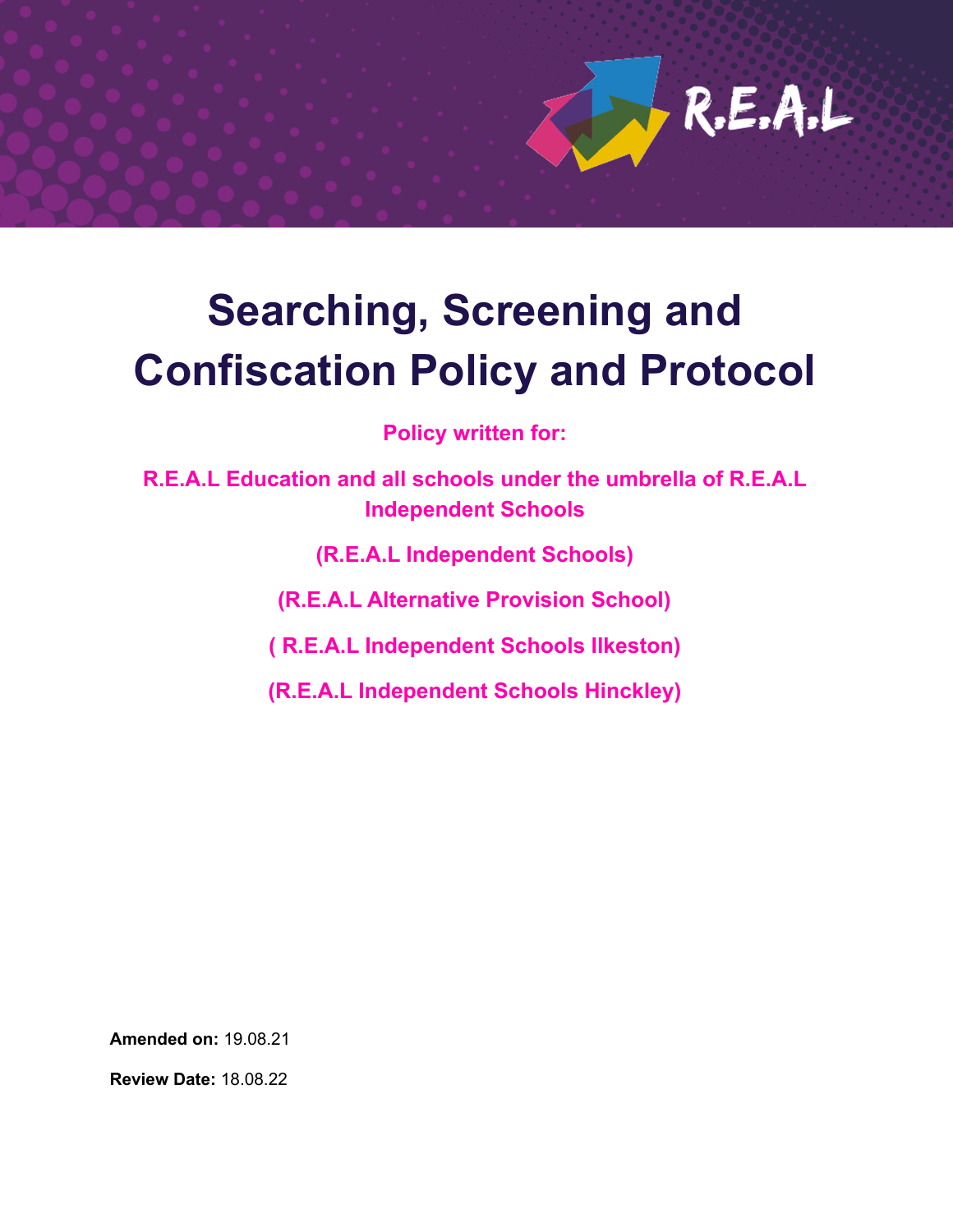# Searching, Screening and Confiscation Policy and Protocol

**Policy written for:**

**R.E.A.L Education and all schools under the umbrella of R.E.A.L Independent Schools**

**(R.E.A.L Independent Schools)**

**(R.E.A.L Alternative Provision School)**

**( R.E.A.L Independent Schools Ilkeston)**

**(R.E.A.L Independent Schools Hinckley)**

**Amended on:** 19.08.21

**Review Date:** 18.08.22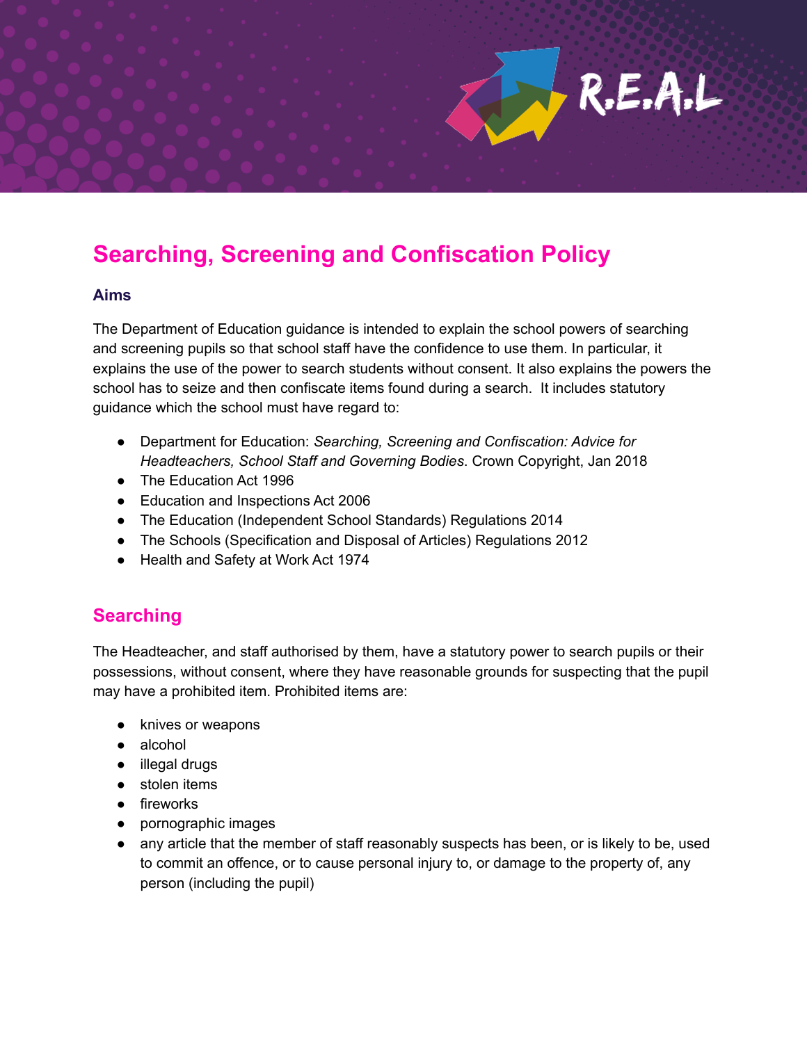# Searching, Screening and Confiscation Policy

### Aims

The Department of Education guidance is intended to explain the school powers of searching and screening pupils so that school staff have the confidence to use them. In particular, it explains the use of the power to search students without consent. It also explains the powers the school has to seize and then confiscate items found during a search. It includes statutory guidance which the school must have regard to:

- Department for Education: *Searching, Screening and Confiscation: Advice for Headteachers, School Staff and Governing Bodies*. Crown Copyright, Jan 2018
- The Education Act 1996
- Education and Inspections Act 2006
- The Education (Independent School Standards) Regulations 2014
- The Schools (Specification and Disposal of Articles) Regulations 2012
- Health and Safety at Work Act 1974

## Searching

The Headteacher, and staff authorised by them, have a statutory power to search pupils or their possessions, without consent, where they have reasonable grounds for suspecting that the pupil may have a prohibited item. Prohibited items are:

- knives or weapons
- alcohol
- illegal drugs
- stolen items
- fireworks
- pornographic images
- any article that the member of staff reasonably suspects has been, or is likely to be, used to commit an offence, or to cause personal injury to, or damage to the property of, any person (including the pupil)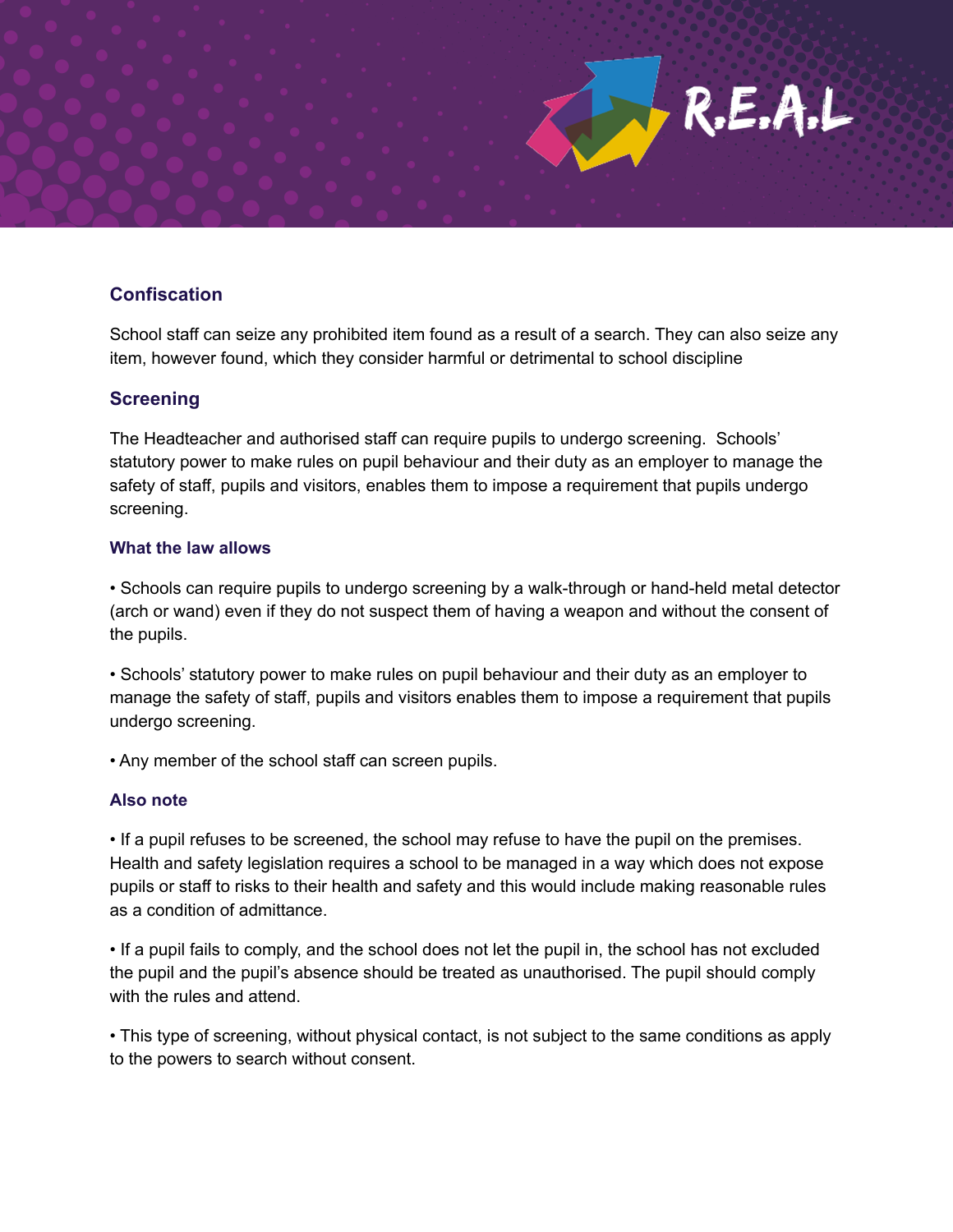## Confiscation

School staff can seize any prohibited item found as a result of a search. They can also seize any item, however found, which they consider harmful or detrimental to school discipline

## Screening

The Headteacher and authorised staff can require pupils to undergo screening.  Schools' statutory power to make rules on pupil behaviour and their duty as an employer to manage the safety of staff, pupils and visitors, enables them to impose a requirement that pupils undergo screening.

### What the law allows

• Schools can require pupils to undergo screening by a walk-through or hand-held metal detector (arch or wand) even if they do not suspect them of having a weapon and without the consent of the pupils.

• Schools' statutory power to make rules on pupil behaviour and their duty as an employer to manage the safety of staff, pupils and visitors enables them to impose a requirement that pupils undergo screening.

• Any member of the school staff can screen pupils.

### Also note

• If a pupil refuses to be screened, the school may refuse to have the pupil on the premises. Health and safety legislation requires a school to be managed in a way which does not expose pupils or staff to risks to their health and safety and this would include making reasonable rules as a condition of admittance.

• If a pupil fails to comply, and the school does not let the pupil in, the school has not excluded the pupil and the pupil's absence should be treated as unauthorised. The pupil should comply with the rules and attend.

• This type of screening, without physical contact, is not subject to the same conditions as apply to the powers to search without consent.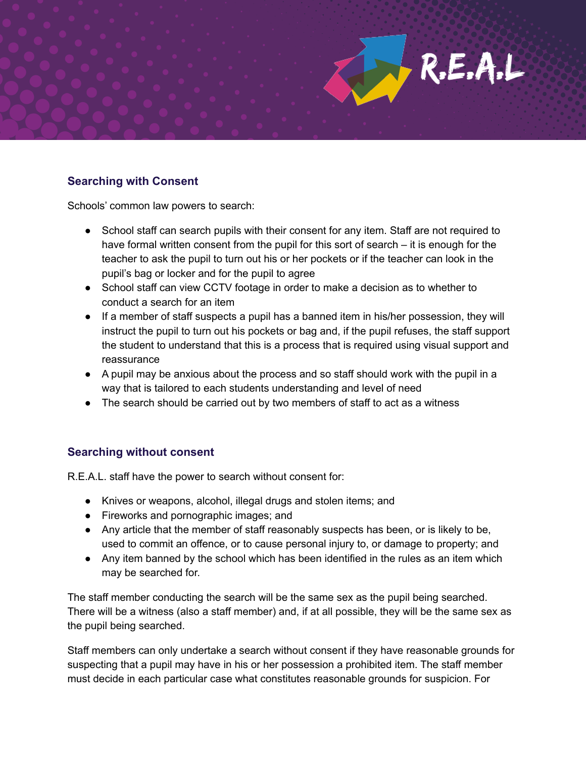## Searching with Consent

Schools' common law powers to search:

- School staff can search pupils with their consent for any item. Staff are not required to have formal written consent from the pupil for this sort of search – it is enough for the teacher to ask the pupil to turn out his or her pockets or if the teacher can look in the pupil's bag or locker and for the pupil to agree
- School staff can view CCTV footage in order to make a decision as to whether to conduct a search for an item
- If a member of staff suspects a pupil has a banned item in his/her possession, they will instruct the pupil to turn out his pockets or bag and, if the pupil refuses, the staff support the student to understand that this is a process that is required using visual support and reassurance
- A pupil may be anxious about the process and so staff should work with the pupil in a way that is tailored to each students understanding and level of need
- The search should be carried out by two members of staff to act as a witness

## Searching without consent

R.E.A.L. staff have the power to search without consent for:

- Knives or weapons, alcohol, illegal drugs and stolen items; and
- Fireworks and pornographic images; and
- Any article that the member of staff reasonably suspects has been, or is likely to be, used to commit an offence, or to cause personal injury to, or damage to property; and
- Any item banned by the school which has been identified in the rules as an item which may be searched for.

The staff member conducting the search will be the same sex as the pupil being searched. There will be a witness (also a staff member) and, if at all possible, they will be the same sex as the pupil being searched.

Staff members can only undertake a search without consent if they have reasonable grounds for suspecting that a pupil may have in his or her possession a prohibited item. The staff member must decide in each particular case what constitutes reasonable grounds for suspicion. For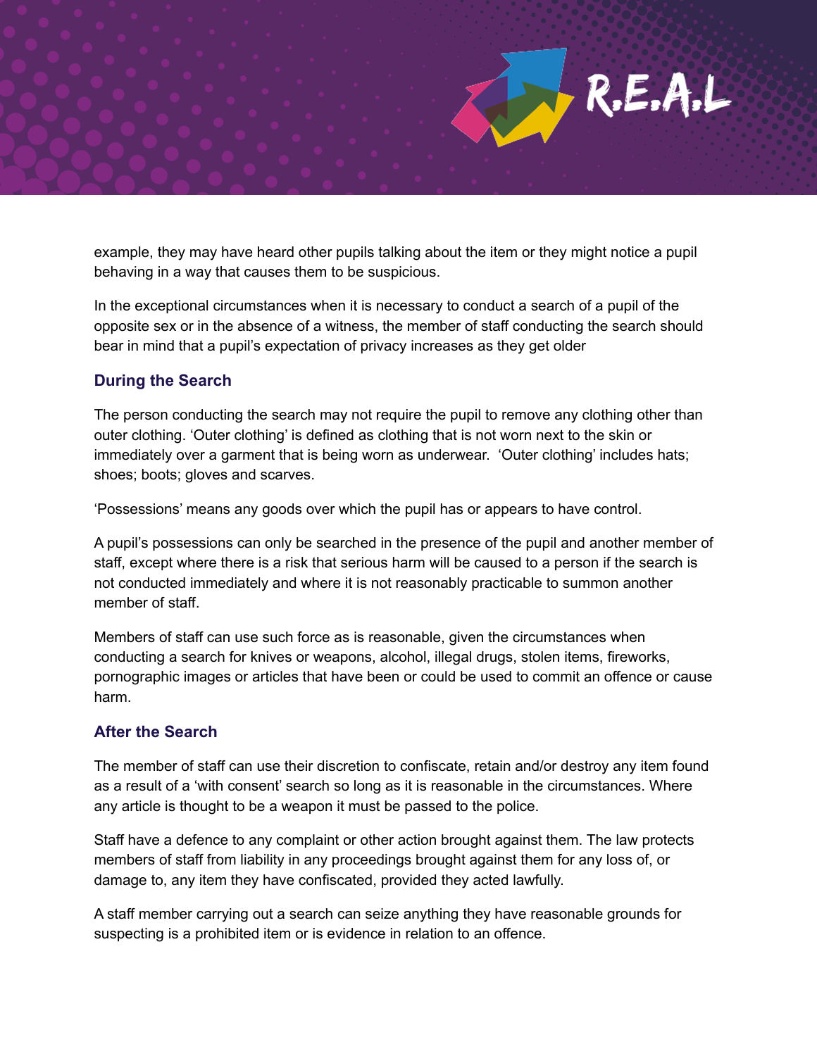example, they may have heard other pupils talking about the item or they might notice a pupil behaving in a way that causes them to be suspicious.

In the exceptional circumstances when it is necessary to conduct a search of a pupil of the opposite sex or in the absence of a witness, the member of staff conducting the search should bear in mind that a pupil's expectation of privacy increases as they get older

### During the Search

The person conducting the search may not require the pupil to remove any clothing other than outer clothing. 'Outer clothing' is defined as clothing that is not worn next to the skin or immediately over a garment that is being worn as underwear. 'Outer clothing' includes hats; shoes; boots; gloves and scarves.

'Possessions' means any goods over which the pupil has or appears to have control.

A pupil's possessions can only be searched in the presence of the pupil and another member of staff, except where there is a risk that serious harm will be caused to a person if the search is not conducted immediately and where it is not reasonably practicable to summon another member of staff.

Members of staff can use such force as is reasonable, given the circumstances when conducting a search for knives or weapons, alcohol, illegal drugs, stolen items, fireworks, pornographic images or articles that have been or could be used to commit an offence or cause harm.

### After the Search

The member of staff can use their discretion to confiscate, retain and/or destroy any item found as a result of a 'with consent' search so long as it is reasonable in the circumstances. Where any article is thought to be a weapon it must be passed to the police.

Staff have a defence to any complaint or other action brought against them. The law protects members of staff from liability in any proceedings brought against them for any loss of, or damage to, any item they have confiscated, provided they acted lawfully.

A staff member carrying out a search can seize anything they have reasonable grounds for suspecting is a prohibited item or is evidence in relation to an offence.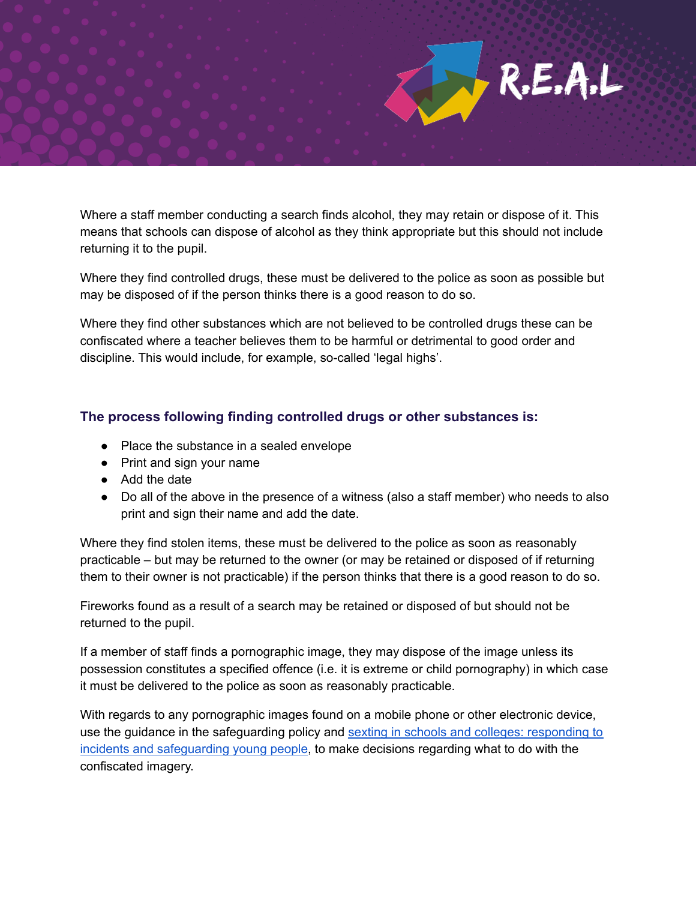Where a staff member conducting a search finds alcohol, they may retain or dispose of it. This means that schools can dispose of alcohol as they think appropriate but this should not include returning it to the pupil.

Where they find controlled drugs, these must be delivered to the police as soon as possible but may be disposed of if the person thinks there is a good reason to do so.

Where they find other substances which are not believed to be controlled drugs these can be confiscated where a teacher believes them to be harmful or detrimental to good order and discipline. This would include, for example, so-called 'legal highs'.

### The process following finding controlled drugs or other substances is:

- Place the substance in a sealed envelope
- Print and sign your name
- Add the date
- Do all of the above in the presence of a witness (also a staff member) who needs to also print and sign their name and add the date.

Where they find stolen items, these must be delivered to the police as soon as reasonably practicable – but may be returned to the owner (or may be retained or disposed of if returning them to their owner is not practicable) if the person thinks that there is a good reason to do so.

Fireworks found as a result of a search may be retained or disposed of but should not be returned to the pupil.

If a member of staff finds a pornographic image, they may dispose of the image unless its possession constitutes a specified offence (i.e. it is extreme or child pornography) in which case it must be delivered to the police as soon as reasonably practicable.

With regards to any pornographic images found on a mobile phone or other electronic device, use the guidance in the safeguarding policy and sexting in schools and colleges: responding to incidents and safeguarding young people, to make decisions regarding what to do with the confiscated imagery.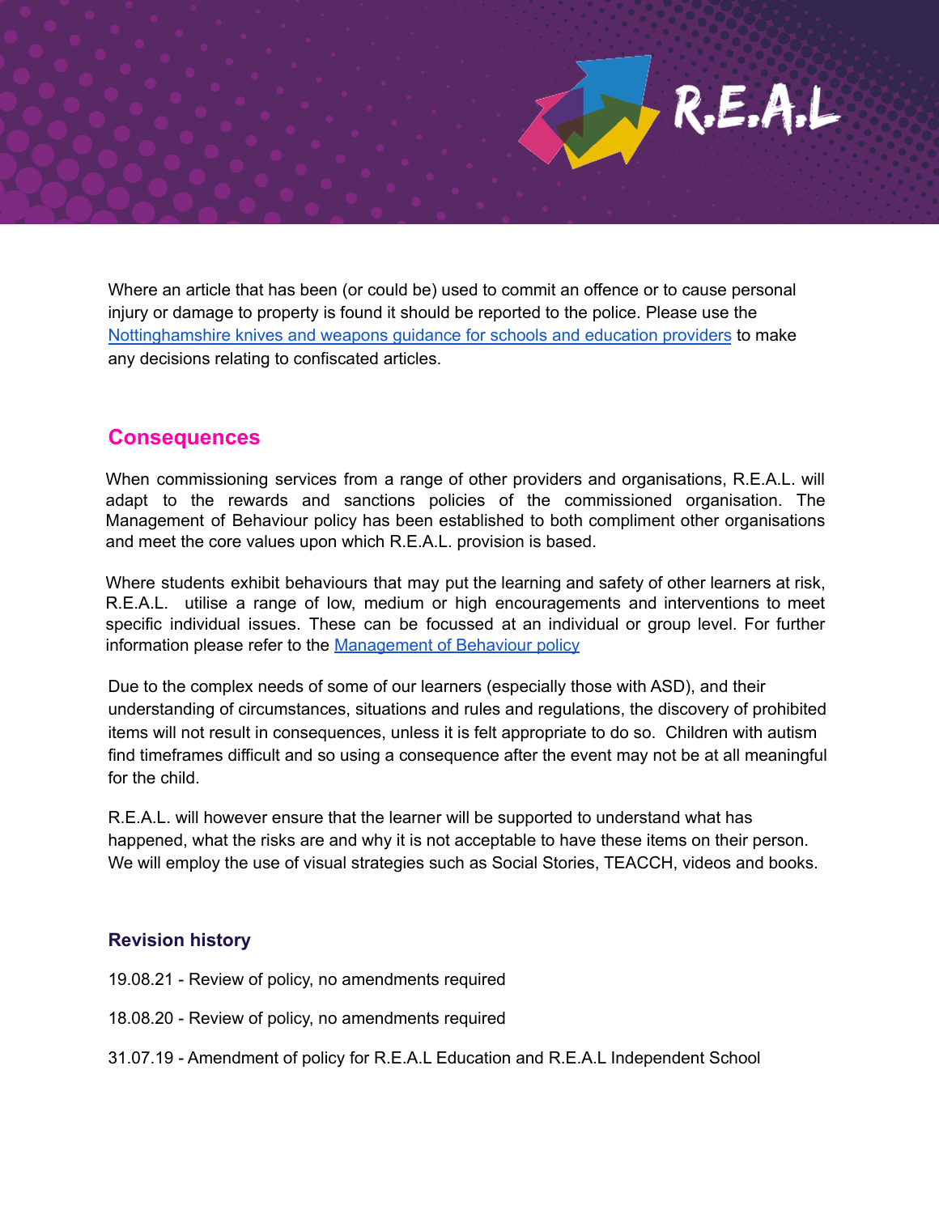Where an article that has been (or could be) used to commit an offence or to cause personal injury or damage to property is found it should be reported to the police. Please use the [Nottinghamshire knives and weapons guidance for schools and education providers] to make any decisions relating to confiscated articles.

## Consequences

When commissioning services from a range of other providers and organisations, R.E.A.L. will adapt to the rewards and sanctions policies of the commissioned organisation. The Management of Behaviour policy has been established to both compliment other organisations and meet the core values upon which R.E.A.L. provision is based.

Where students exhibit behaviours that may put the learning and safety of other learners at risk, R.E.A.L. utilise a range of low, medium or high encouragements and interventions to meet specific individual issues. These can be focussed at an individual or group level. For further information please refer to the [Management of Behaviour policy]

Due to the complex needs of some of our learners (especially those with ASD), and their understanding of circumstances, situations and rules and regulations, the discovery of prohibited items will not result in consequences, unless it is felt appropriate to do so. Children with autism find timeframes difficult and so using a consequence after the event may not be at all meaningful for the child.

R.E.A.L. will however ensure that the learner will be supported to understand what has happened, what the risks are and why it is not acceptable to have these items on their person. We will employ the use of visual strategies such as Social Stories, TEACCH, videos and books.

### Revision history

19.08.21 - Review of policy, no amendments required

18.08.20 - Review of policy, no amendments required

31.07.19 - Amendment of policy for R.E.A.L Education and R.E.A.L Independent School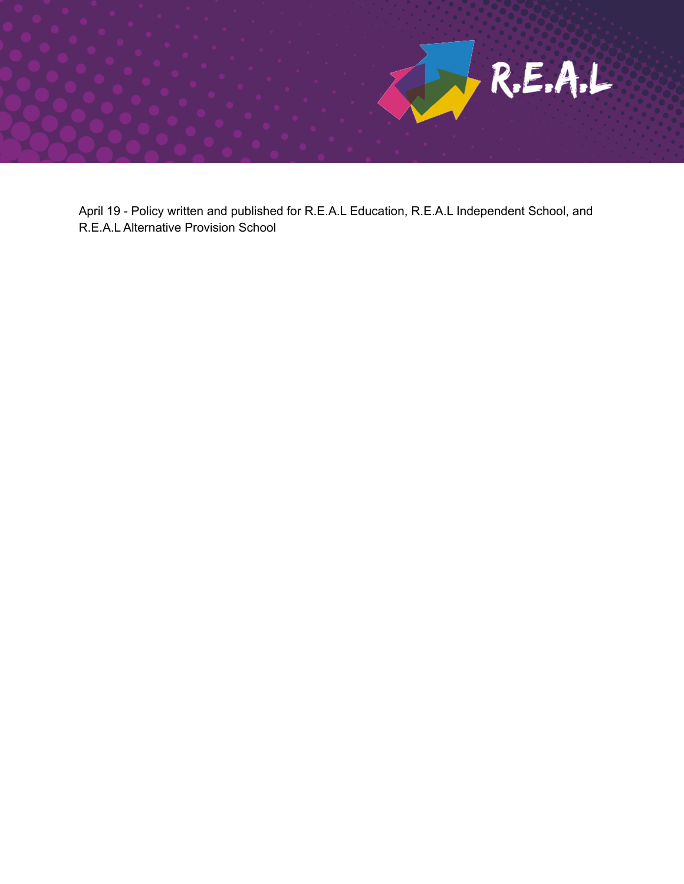April 19 - Policy written and published for R.E.A.L Education, R.E.A.L Independent School, and R.E.A.L Alternative Provision School